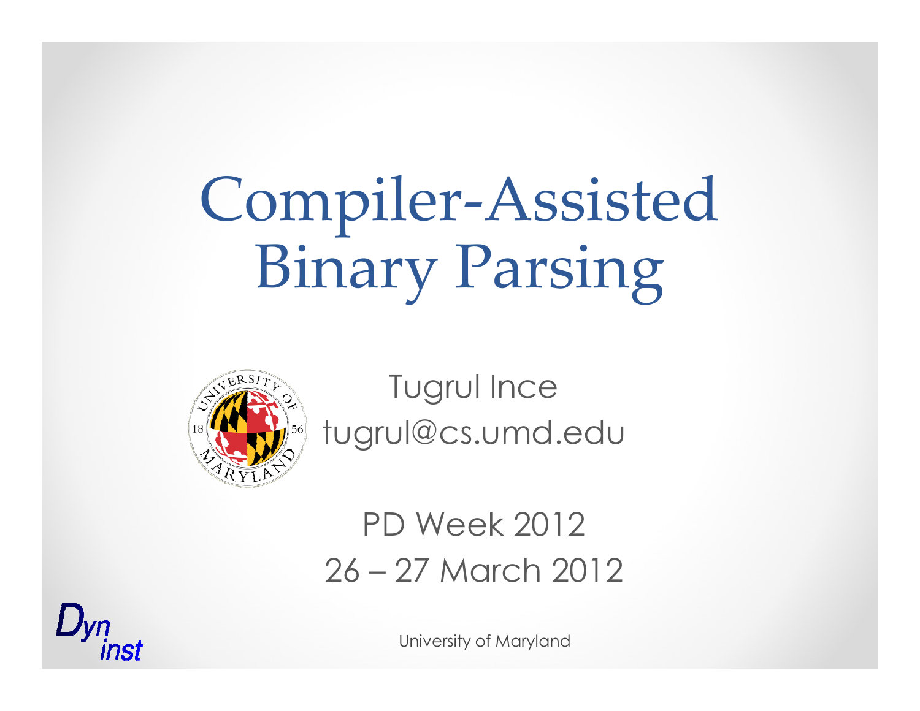# Compiler-Assisted Binary Parsing

Tugrul Ince
tugrul@cs.umd.edu

PD Week 2012
26 – 27 March 2012

University of Maryland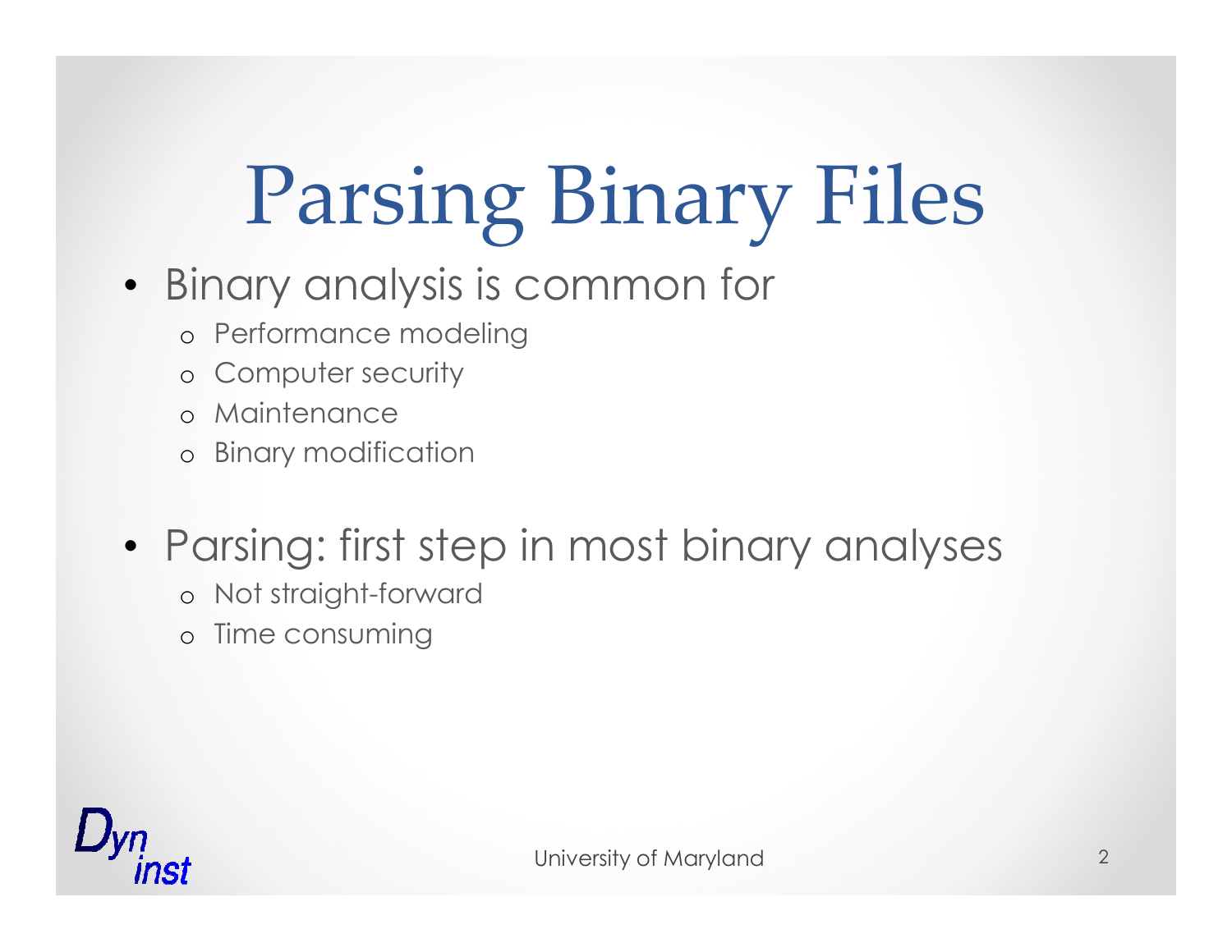# Parsing Binary Files

- Binary analysis is common for
  - Performance modeling
  - Computer security
  - Maintenance
  - Binary modification

- Parsing: first step in most binary analyses
  - Not straight-forward
  - Time consuming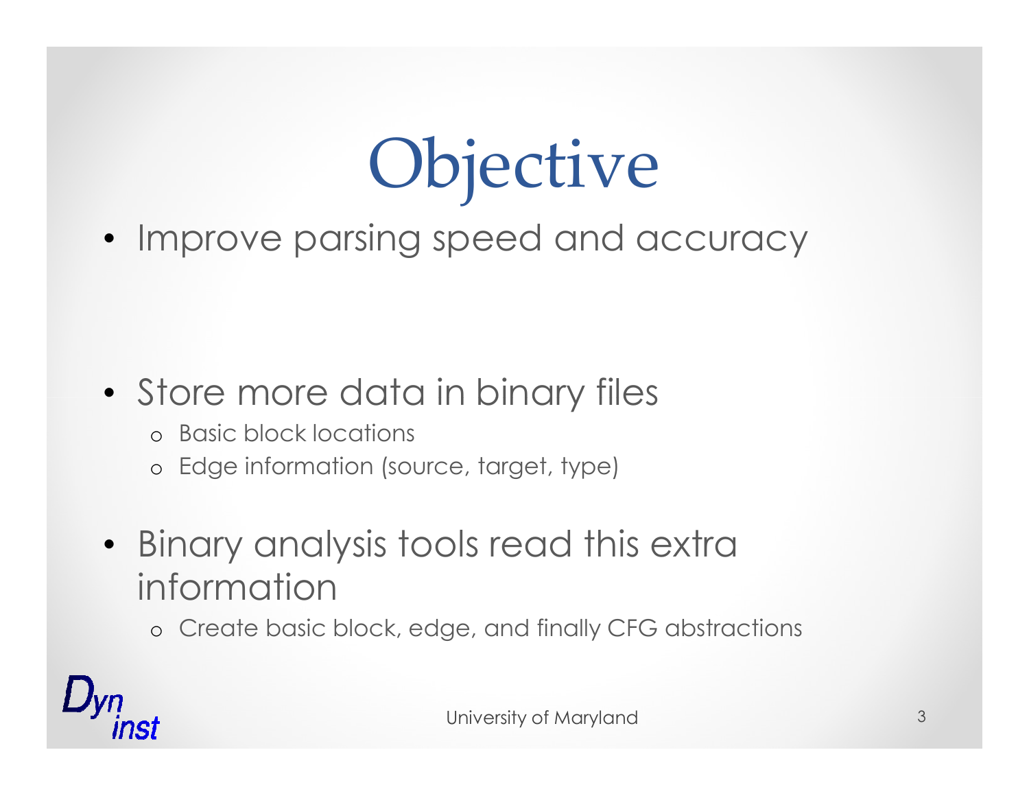# Objective

- Improve parsing speed and accuracy

- Store more data in binary files
  - Basic block locations
  - Edge information (source, target, type)

- Binary analysis tools read this extra information
  - Create basic block, edge, and finally CFG abstractions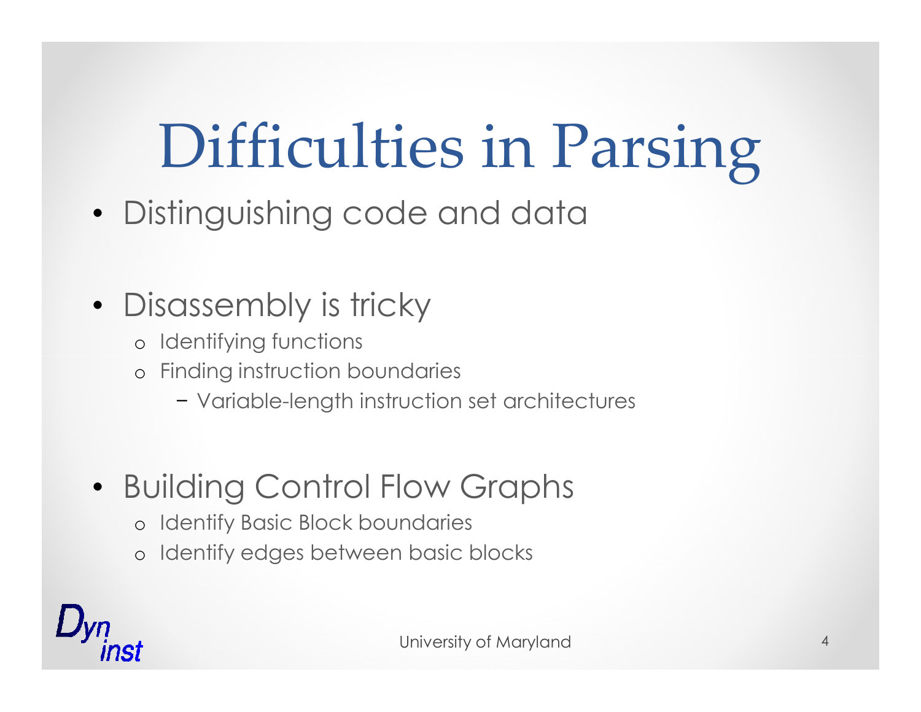# Difficulties in Parsing

- Distinguishing code and data

- Disassembly is tricky
  - Identifying functions
  - Finding instruction boundaries
    - Variable-length instruction set architectures

- Building Control Flow Graphs
  - Identify Basic Block boundaries
  - Identify edges between basic blocks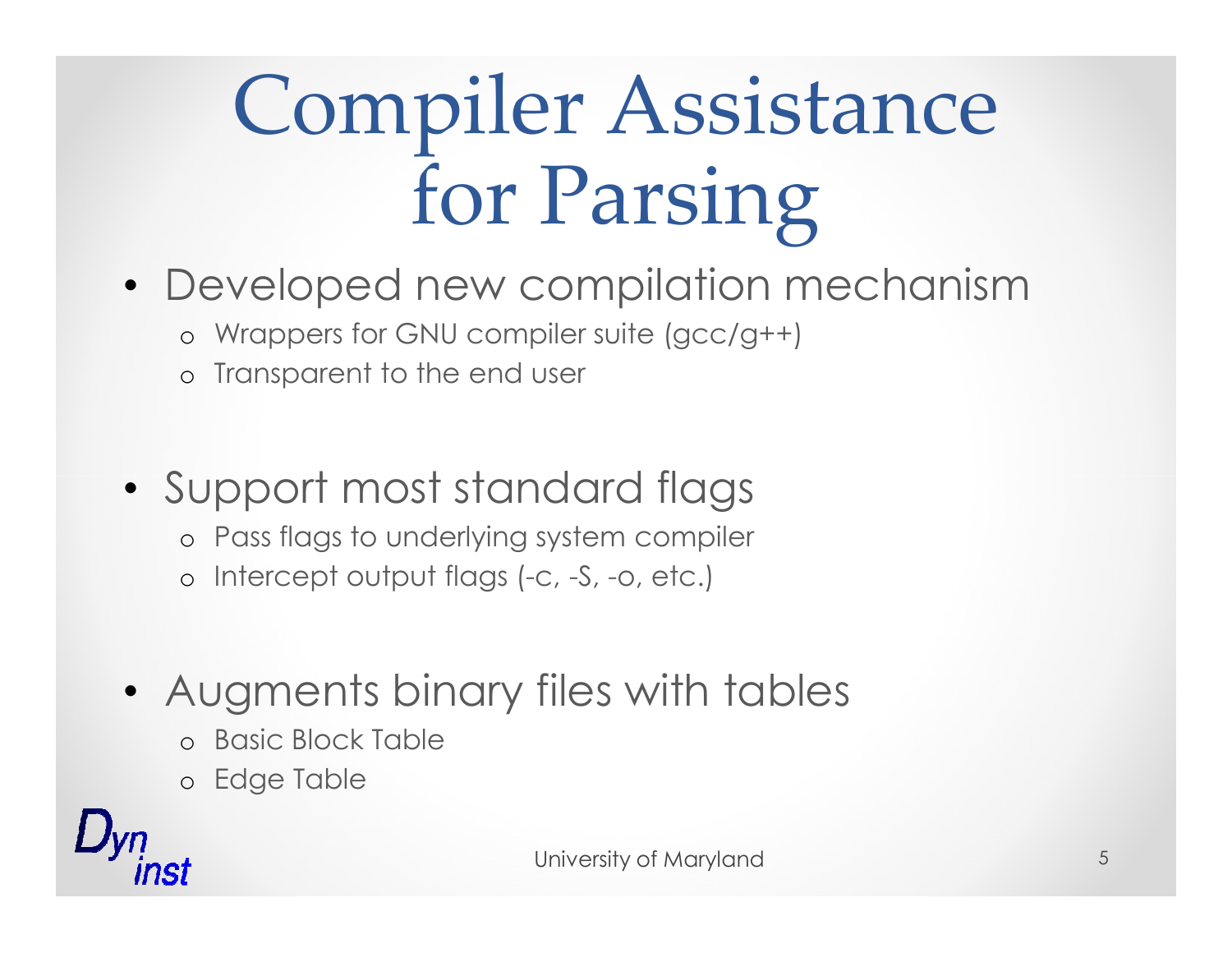# Compiler Assistance for Parsing

- Developed new compilation mechanism
  - Wrappers for GNU compiler suite (gcc/g++)
  - Transparent to the end user

- Support most standard flags
  - Pass flags to underlying system compiler
  - Intercept output flags (-c, -S, -o, etc.)

- Augments binary files with tables
  - Basic Block Table
  - Edge Table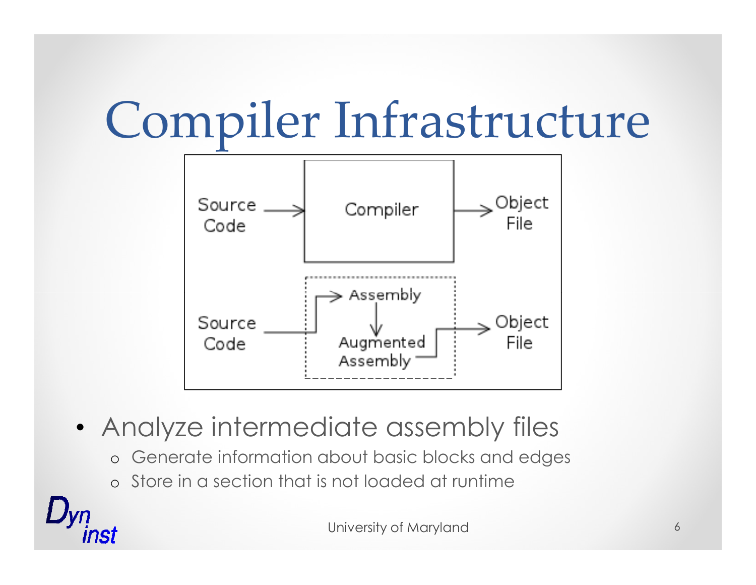# Compiler Infrastructure

Source Code → Compiler → Object File

Source Code → Assembly → Augmented Assembly → Object File

- Analyze intermediate assembly files
  - Generate information about basic blocks and edges
  - Store in a section that is not loaded at runtime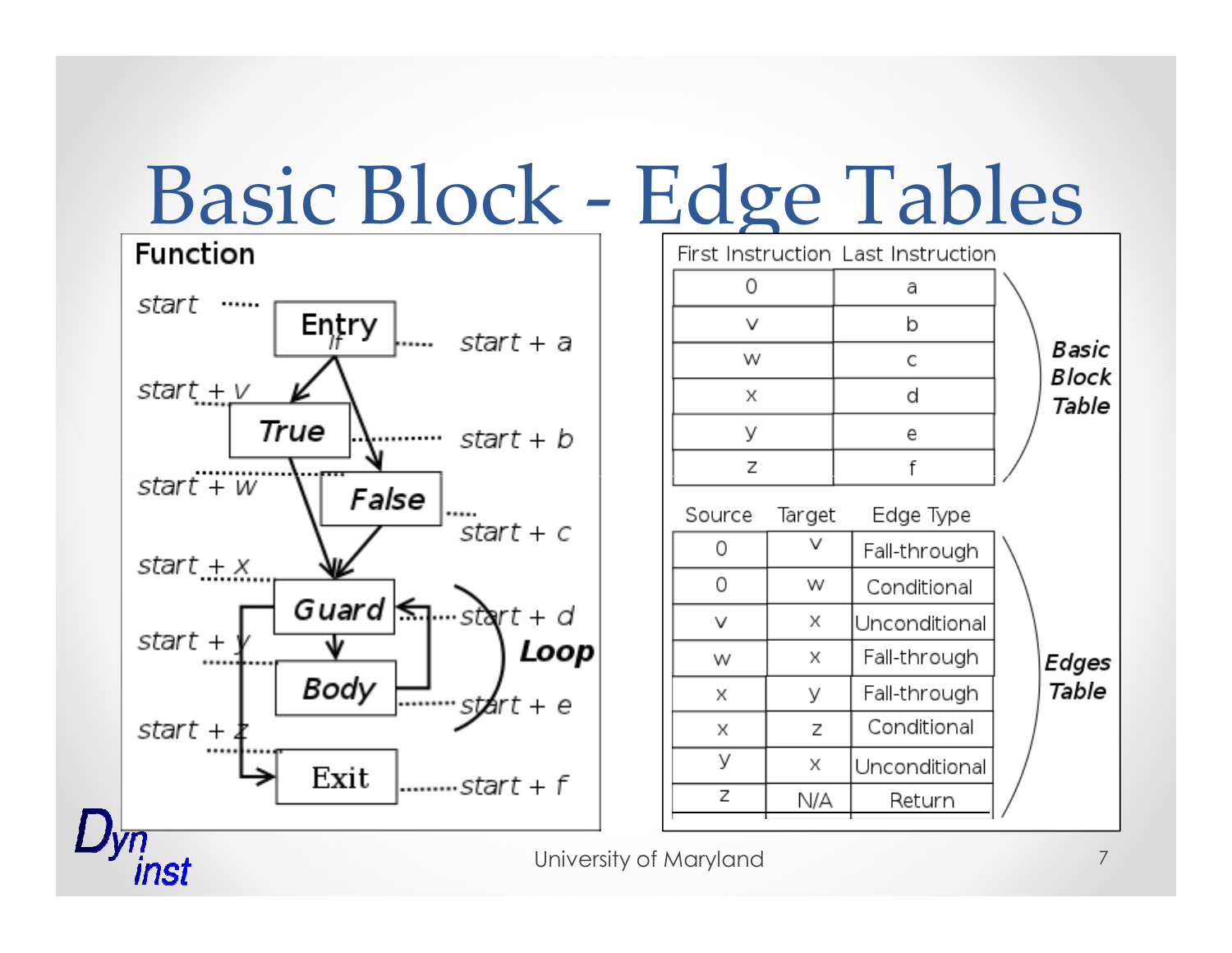# Basic Block - Edge Tables

**Function**

start ······ **Entry** ······ start + a

start + v ······ **True** ······ start + b

start + w ······ **False** ······ start + c

start + x ······ **Guard** ······ start + d

**Loop**

start + y ······ **Body** ······ start + e

start + z ······ **Exit** ······ start + f

**Basic Block Table**

| First Instruction | Last Instruction |
|---|---|
| 0 | a |
| v | b |
| w | c |
| x | d |
| y | e |
| z | f |

**Edges Table**

| Source | Target | Edge Type |
|---|---|---|
| 0 | v | Fall-through |
| 0 | w | Conditional |
| v | x | Unconditional |
| w | x | Fall-through |
| x | y | Fall-through |
| x | z | Conditional |
| y | x | Unconditional |
| z | N/A | Return |

University of Maryland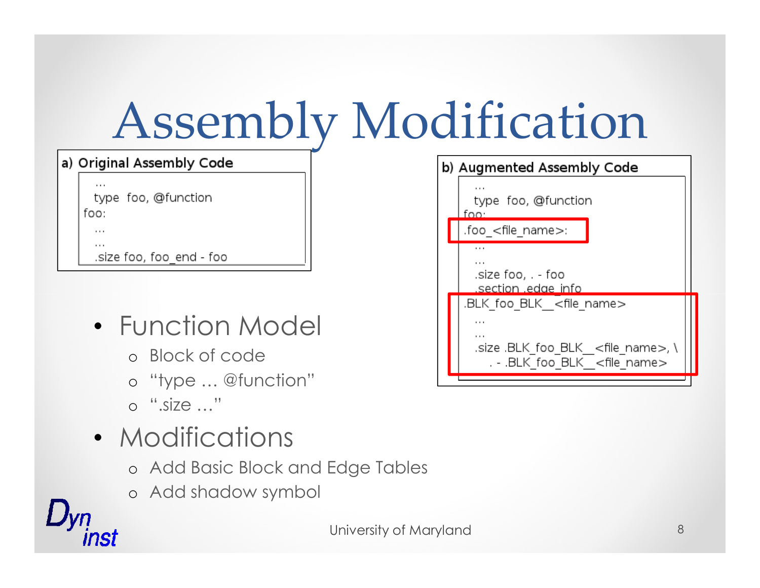# Assembly Modification

**a) Original Assembly Code**

```
  ...
  type  foo, @function
foo:
  ...
  ...
  .size foo, foo_end - foo
```

**b) Augmented Assembly Code**

```
  ...
  type  foo, @function
foo:
.foo_<file_name>:
  ...
  ...
  .size foo, . - foo
  .section .edge_info
.BLK_foo_BLK__<file_name>
  ...
  ...
  .size .BLK_foo_BLK__<file_name>, \
     . - .BLK_foo_BLK__<file_name>
```

- Function Model
  - Block of code
  - "type … @function"
  - ".size …"
- Modifications
  - Add Basic Block and Edge Tables
  - Add shadow symbol

University of Maryland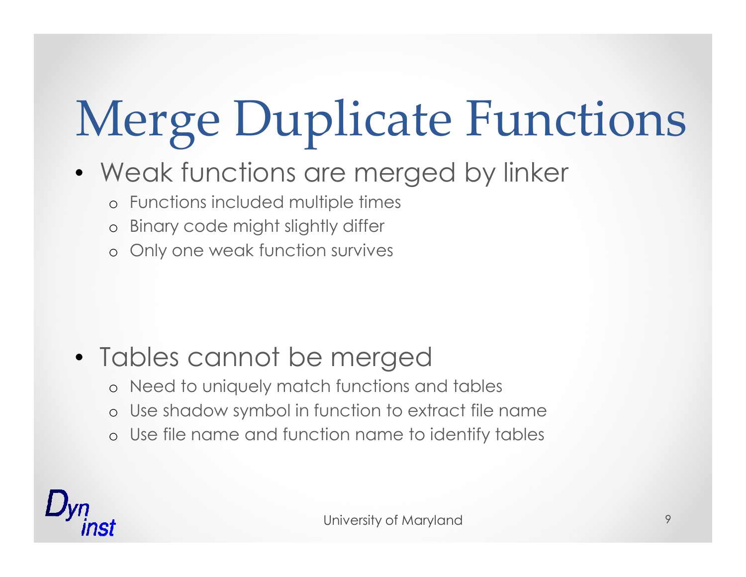# Merge Duplicate Functions

- Weak functions are merged by linker
  - Functions included multiple times
  - Binary code might slightly differ
  - Only one weak function survives

- Tables cannot be merged
  - Need to uniquely match functions and tables
  - Use shadow symbol in function to extract file name
  - Use file name and function name to identify tables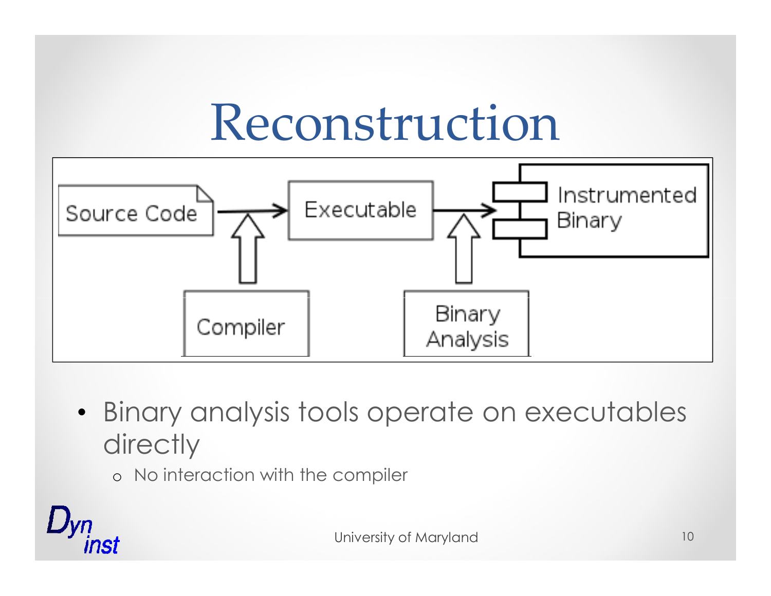# Reconstruction

Source Code → Executable → Instrumented Binary

Compiler

Binary Analysis

- Binary analysis tools operate on executables directly
  - No interaction with the compiler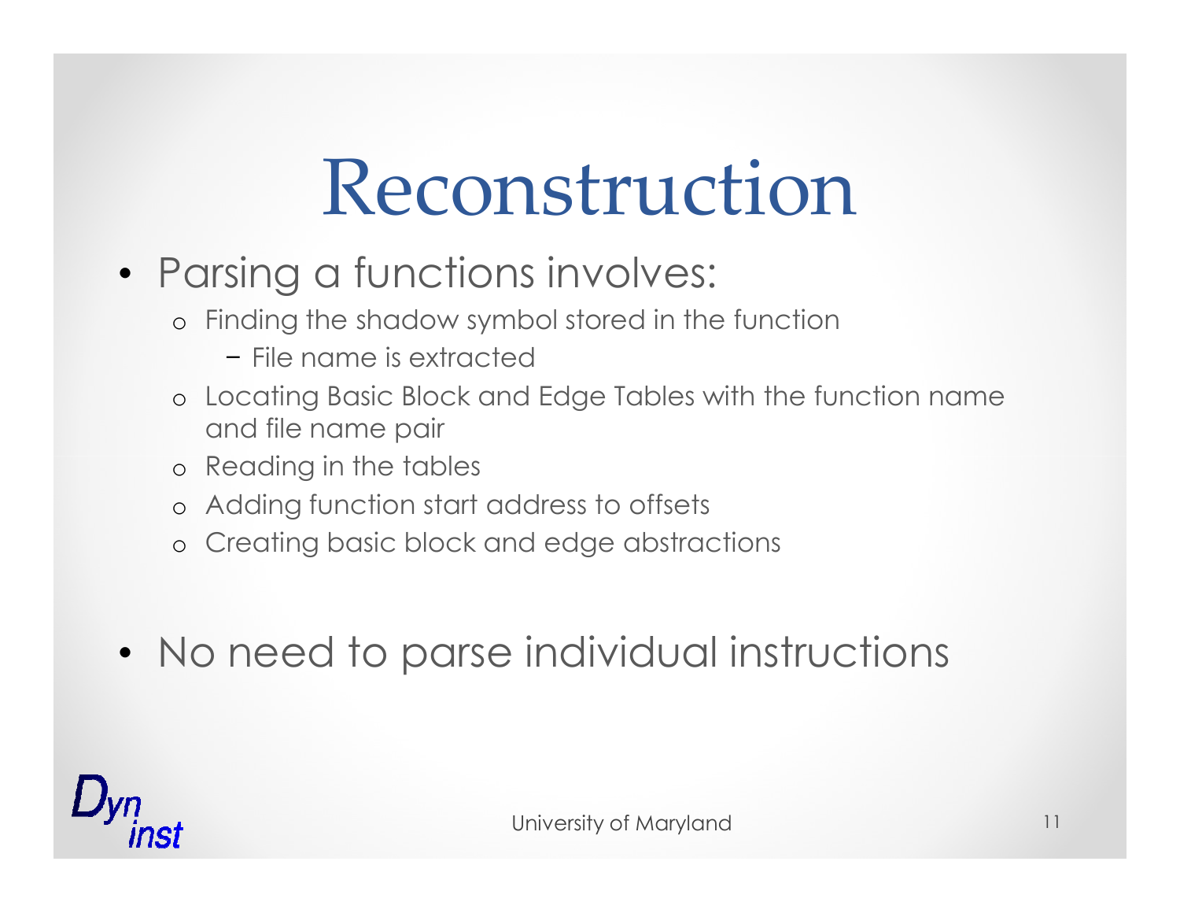# Reconstruction

- Parsing a functions involves:
  - Finding the shadow symbol stored in the function
    - File name is extracted
  - Locating Basic Block and Edge Tables with the function name and file name pair
  - Reading in the tables
  - Adding function start address to offsets
  - Creating basic block and edge abstractions

- No need to parse individual instructions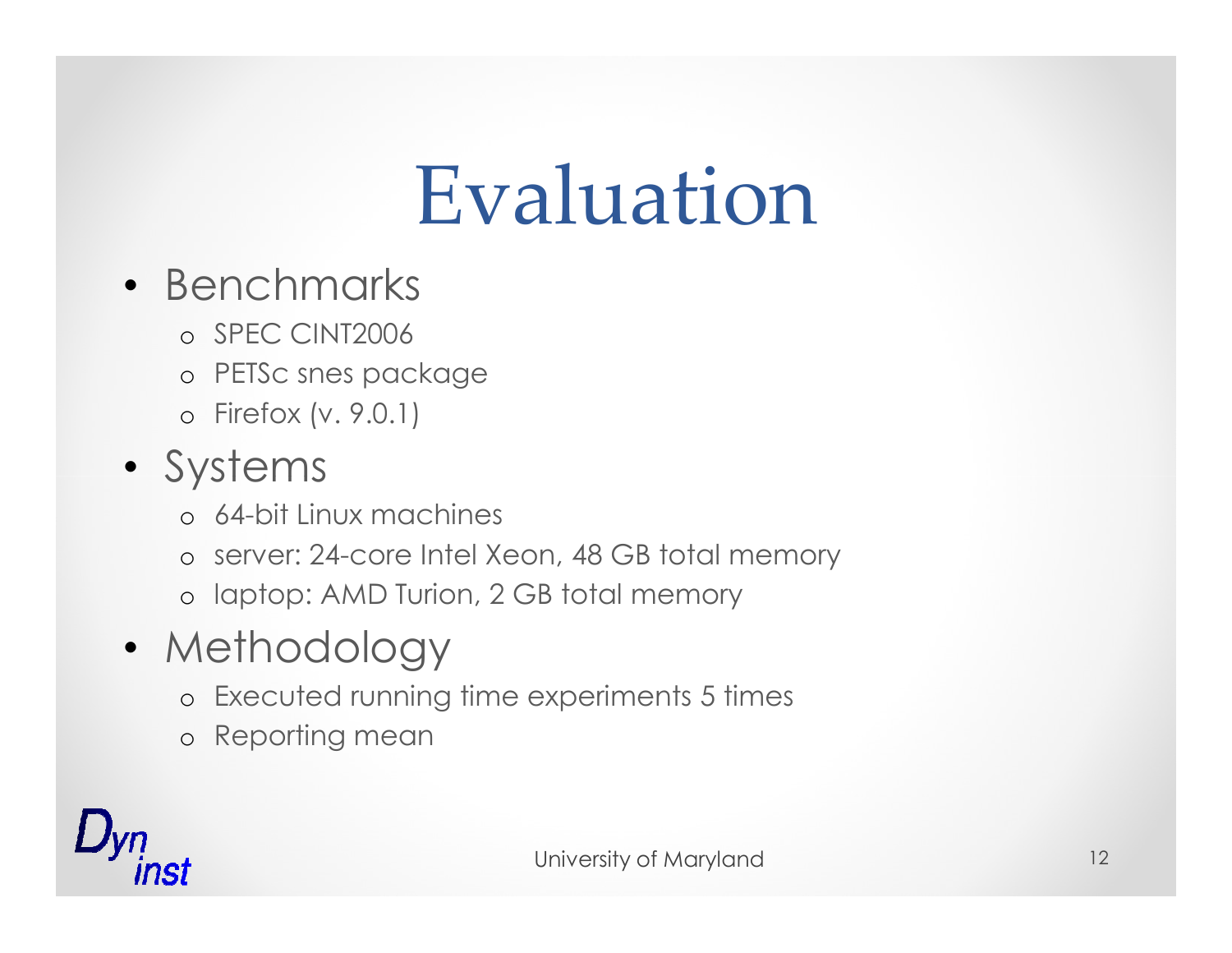# Evaluation

- Benchmarks
  - SPEC CINT2006
  - PETSc snes package
  - Firefox (v. 9.0.1)
- Systems
  - 64-bit Linux machines
  - server: 24-core Intel Xeon, 48 GB total memory
  - laptop: AMD Turion, 2 GB total memory
- Methodology
  - Executed running time experiments 5 times
  - Reporting mean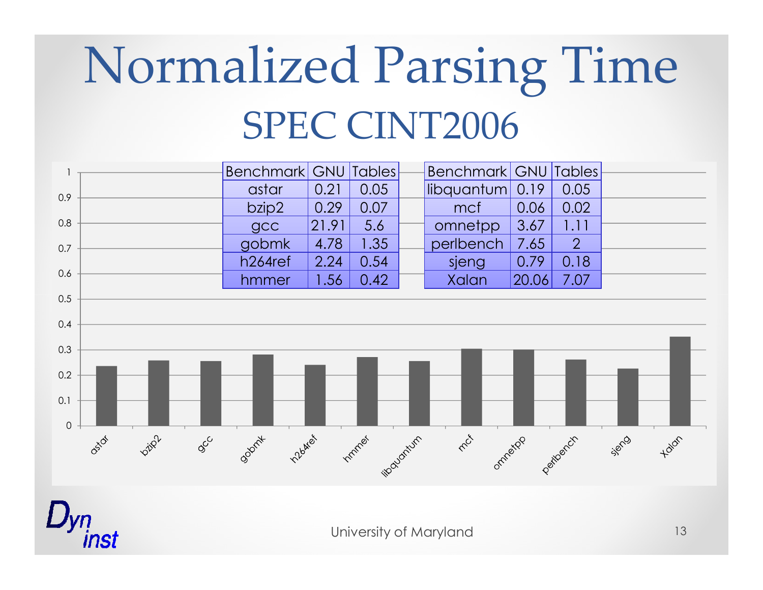# Normalized Parsing Time

## SPEC CINT2006

| Benchmark | GNU | Tables |
|---|---|---|
| astar | 0.21 | 0.05 |
| bzip2 | 0.29 | 0.07 |
| gcc | 21.91 | 5.6 |
| gobmk | 4.78 | 1.35 |
| h264ref | 2.24 | 0.54 |
| hmmer | 1.56 | 0.42 |

| Benchmark | GNU | Tables |
|---|---|---|
| libquantum | 0.19 | 0.05 |
| mcf | 0.06 | 0.02 |
| omnetpp | 3.67 | 1.11 |
| perlbench | 7.65 | 2 |
| sjeng | 0.79 | 0.18 |
| Xalan | 20.06 | 7.07 |

University of Maryland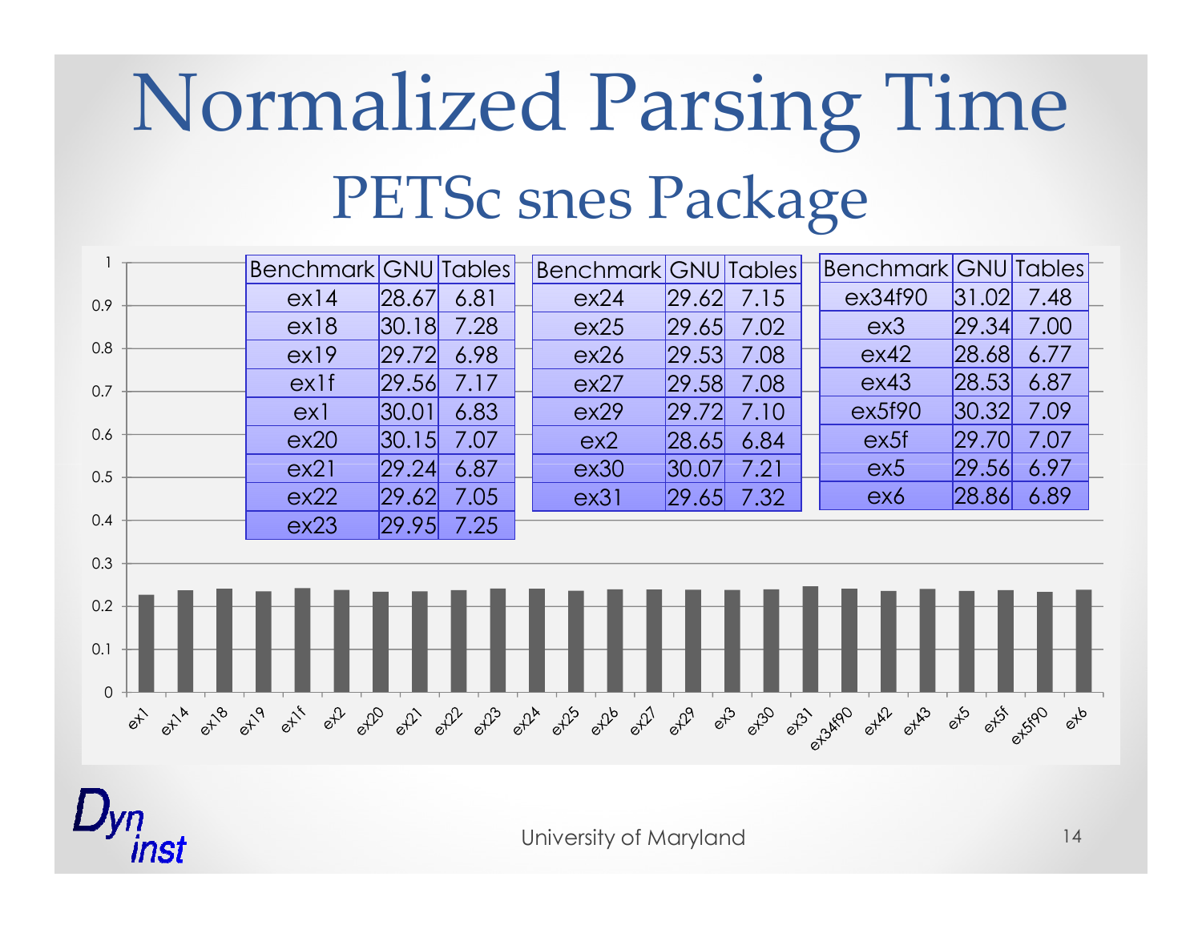# Normalized Parsing Time

## PETSc snes Package

| Benchmark | GNU | Tables |
|---|---|---|
| ex14 | 28.67 | 6.81 |
| ex18 | 30.18 | 7.28 |
| ex19 | 29.72 | 6.98 |
| ex1f | 29.56 | 7.17 |
| ex1 | 30.01 | 6.83 |
| ex20 | 30.15 | 7.07 |
| ex21 | 29.24 | 6.87 |
| ex22 | 29.62 | 7.05 |
| ex23 | 29.95 | 7.25 |

| Benchmark | GNU | Tables |
|---|---|---|
| ex24 | 29.62 | 7.15 |
| ex25 | 29.65 | 7.02 |
| ex26 | 29.53 | 7.08 |
| ex27 | 29.58 | 7.08 |
| ex29 | 29.72 | 7.10 |
| ex2 | 28.65 | 6.84 |
| ex30 | 30.07 | 7.21 |
| ex31 | 29.65 | 7.32 |

| Benchmark | GNU | Tables |
|---|---|---|
| ex34f90 | 31.02 | 7.48 |
| ex3 | 29.34 | 7.00 |
| ex42 | 28.68 | 6.77 |
| ex43 | 28.53 | 6.87 |
| ex5f90 | 30.32 | 7.09 |
| ex5f | 29.70 | 7.07 |
| ex5 | 29.56 | 6.97 |
| ex6 | 28.86 | 6.89 |

University of Maryland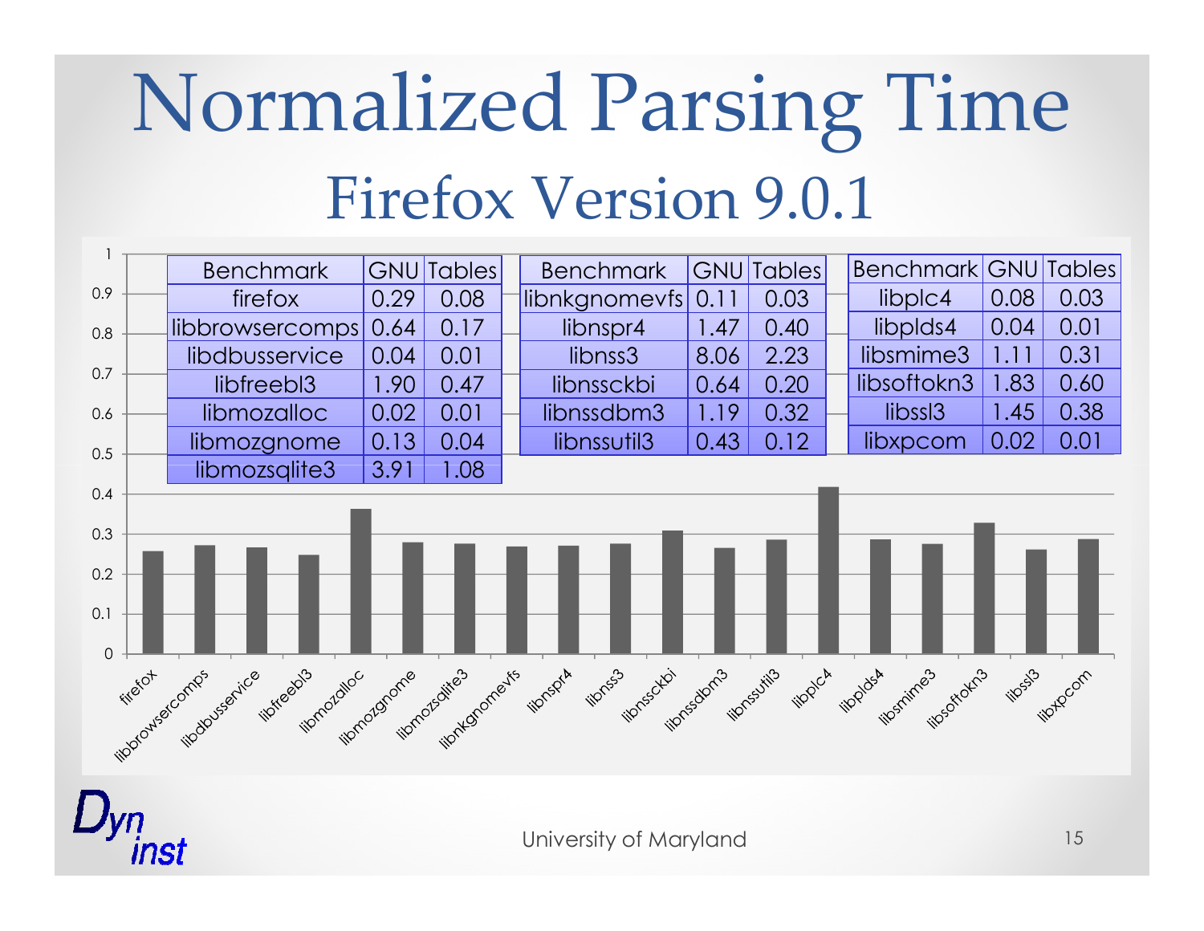# Normalized Parsing Time

## Firefox Version 9.0.1

| Benchmark | GNU | Tables |
|---|---|---|
| firefox | 0.29 | 0.08 |
| libbrowsercomps | 0.64 | 0.17 |
| libdbusservice | 0.04 | 0.01 |
| libfreebl3 | 1.90 | 0.47 |
| libmozalloc | 0.02 | 0.01 |
| libmozgnome | 0.13 | 0.04 |
| libmozsqlite3 | 3.91 | 1.08 |

| Benchmark | GNU | Tables |
|---|---|---|
| libnkgnomevfs | 0.11 | 0.03 |
| libnspr4 | 1.47 | 0.40 |
| libnss3 | 8.06 | 2.23 |
| libnssckbi | 0.64 | 0.20 |
| libnssdbm3 | 1.19 | 0.32 |
| libnssutil3 | 0.43 | 0.12 |

| Benchmark | GNU | Tables |
|---|---|---|
| libplc4 | 0.08 | 0.03 |
| libplds4 | 0.04 | 0.01 |
| libsmime3 | 1.11 | 0.31 |
| libsoftokn3 | 1.83 | 0.60 |
| libssl3 | 1.45 | 0.38 |
| libxpcom | 0.02 | 0.01 |

Chart (y-axis 0 to 1): firefox, libbrowsercomps, libdbusservice, libfreebl3, libmozalloc, libmozgnome, libmozsqlite3, libnkgnomevfs, libnspr4, libnss3, libnssckbi, libnssdbm3, libnssutil3, libplc4, libplds4, libsmime3, libsoftokn3, libssl3, libxpcom

University of Maryland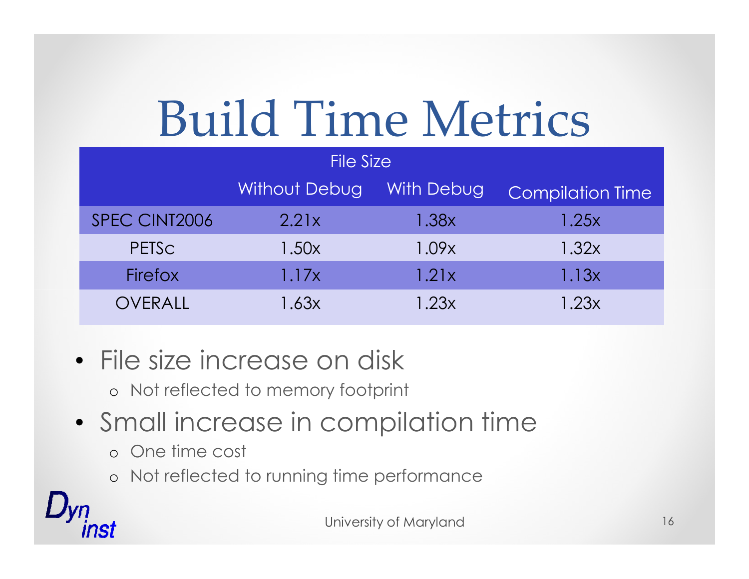# Build Time Metrics

| | File Size | | |
|---|---|---|---|
| | Without Debug | With Debug | Compilation Time |
| SPEC CINT2006 | 2.21x | 1.38x | 1.25x |
| PETSc | 1.50x | 1.09x | 1.32x |
| Firefox | 1.17x | 1.21x | 1.13x |
| OVERALL | 1.63x | 1.23x | 1.23x |

- File size increase on disk
  - Not reflected to memory footprint
- Small increase in compilation time
  - One time cost
  - Not reflected to running time performance

University of Maryland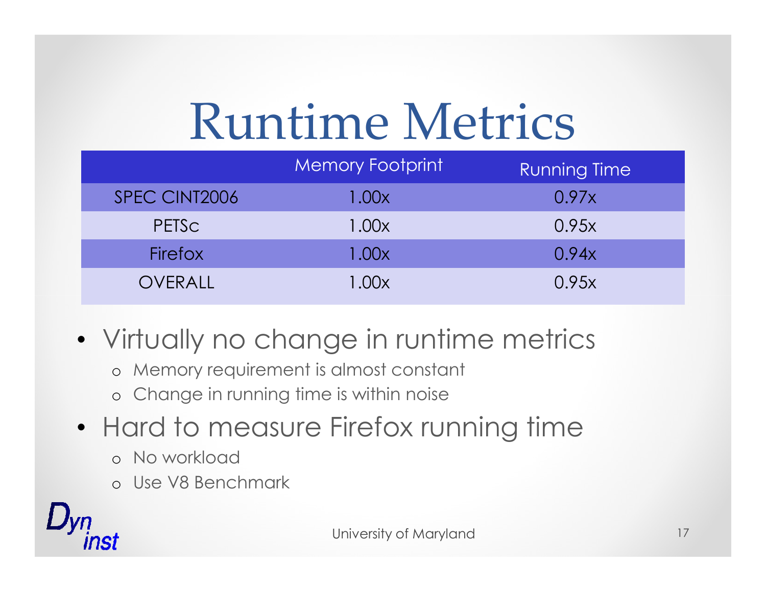# Runtime Metrics

| | Memory Footprint | Running Time |
|---|---|---|
| SPEC CINT2006 | 1.00x | 0.97x |
| PETSc | 1.00x | 0.95x |
| Firefox | 1.00x | 0.94x |
| OVERALL | 1.00x | 0.95x |

- Virtually no change in runtime metrics
  - Memory requirement is almost constant
  - Change in running time is within noise
- Hard to measure Firefox running time
  - No workload
  - Use V8 Benchmark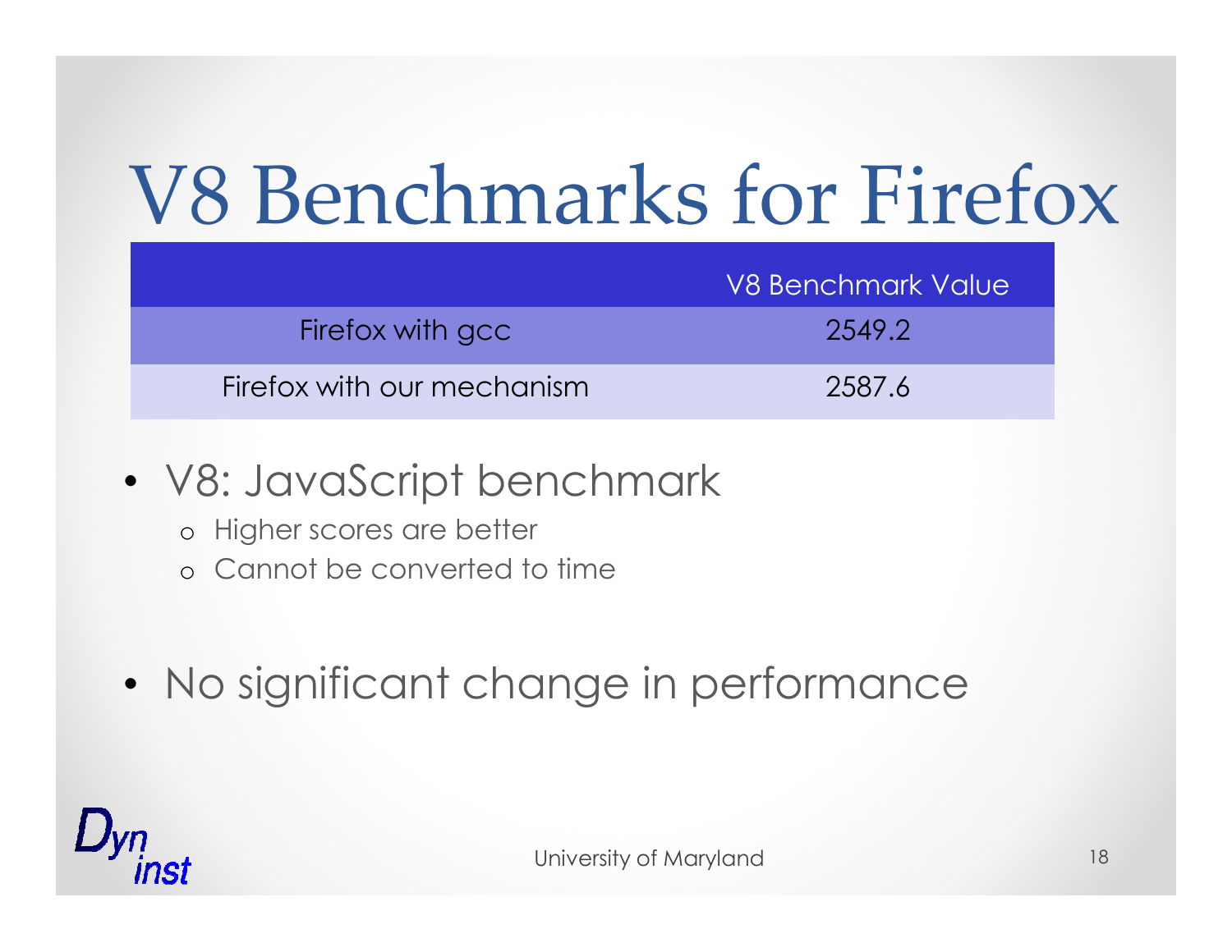# V8 Benchmarks for Firefox

| | V8 Benchmark Value |
|---|---|
| Firefox with gcc | 2549.2 |
| Firefox with our mechanism | 2587.6 |

- V8: JavaScript benchmark
  - Higher scores are better
  - Cannot be converted to time

- No significant change in performance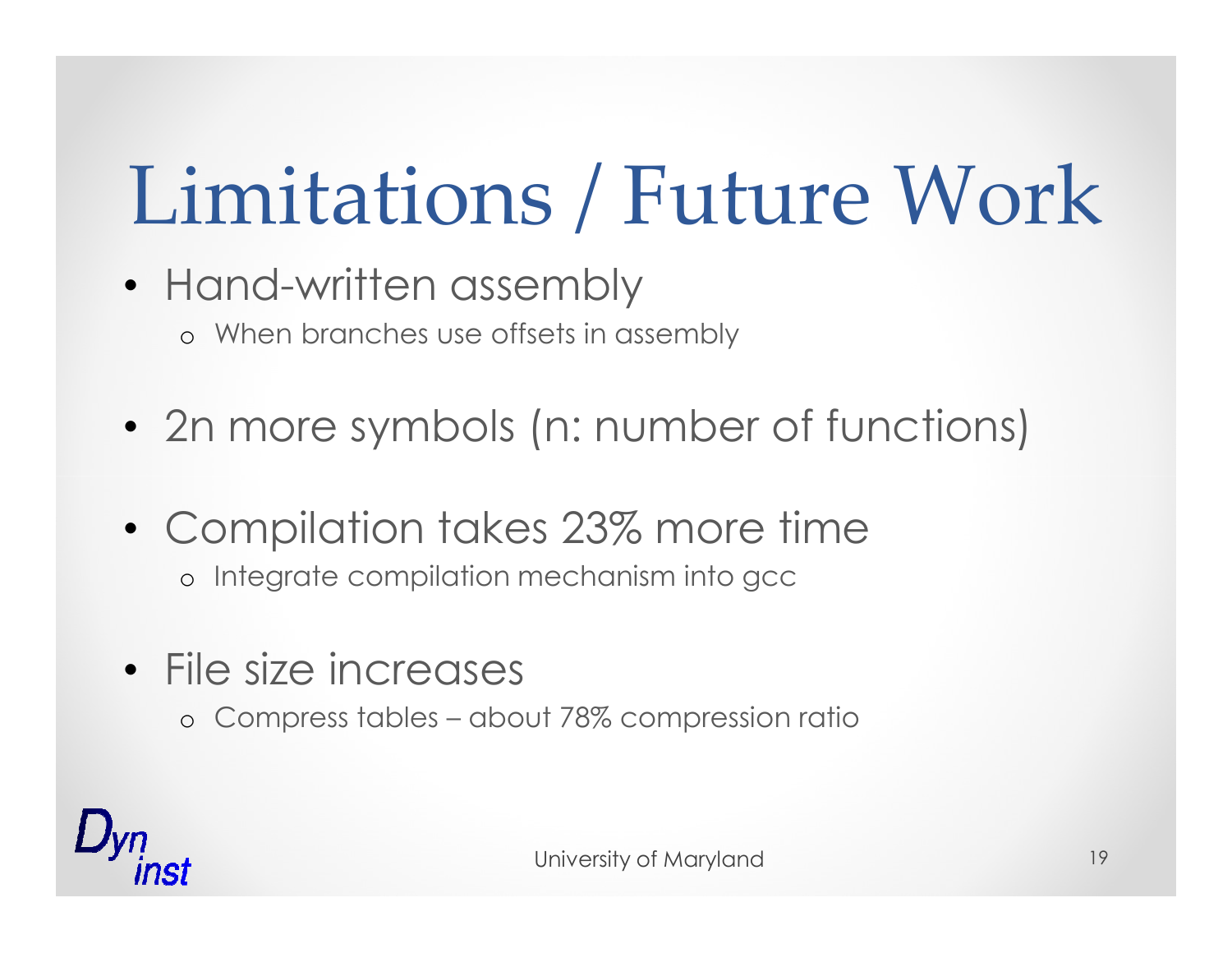# Limitations / Future Work

- Hand-written assembly
  - When branches use offsets in assembly
- 2n more symbols (n: number of functions)
- Compilation takes 23% more time
  - Integrate compilation mechanism into gcc
- File size increases
  - Compress tables – about 78% compression ratio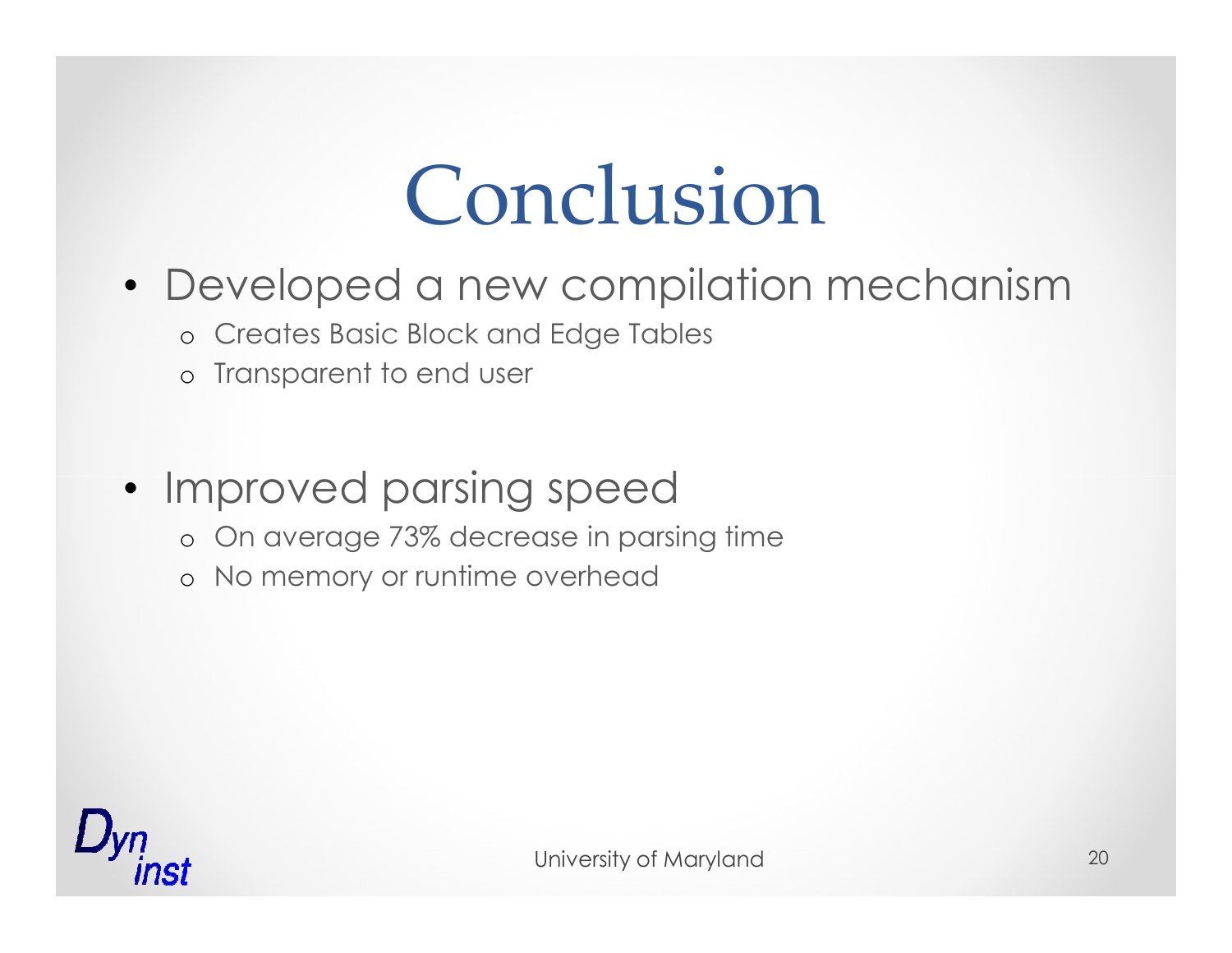# Conclusion

- Developed a new compilation mechanism
  - Creates Basic Block and Edge Tables
  - Transparent to end user

- Improved parsing speed
  - On average 73% decrease in parsing time
  - No memory or runtime overhead